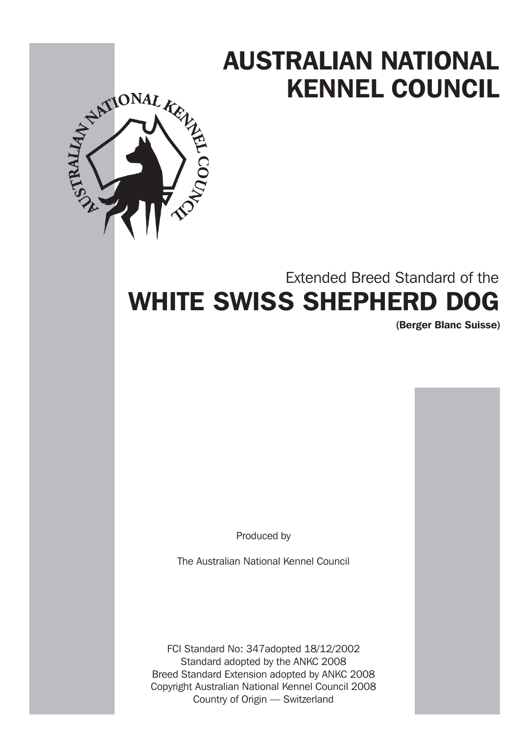# AUSTRALIAN NATIONAL KENNEL COUNCIL

Extended Breed Standard of the

# WHITE SWISS SHEPHERD DOG

**(Berger Blanc Suisse)**

Produced by

The Australian National Kennel Council

FCI Standard No: 347adopted 18/12/2002
Standard adopted by the ANKC 2008
Breed Standard Extension adopted by ANKC 2008
Copyright Australian National Kennel Council 2008
Country of Origin — Switzerland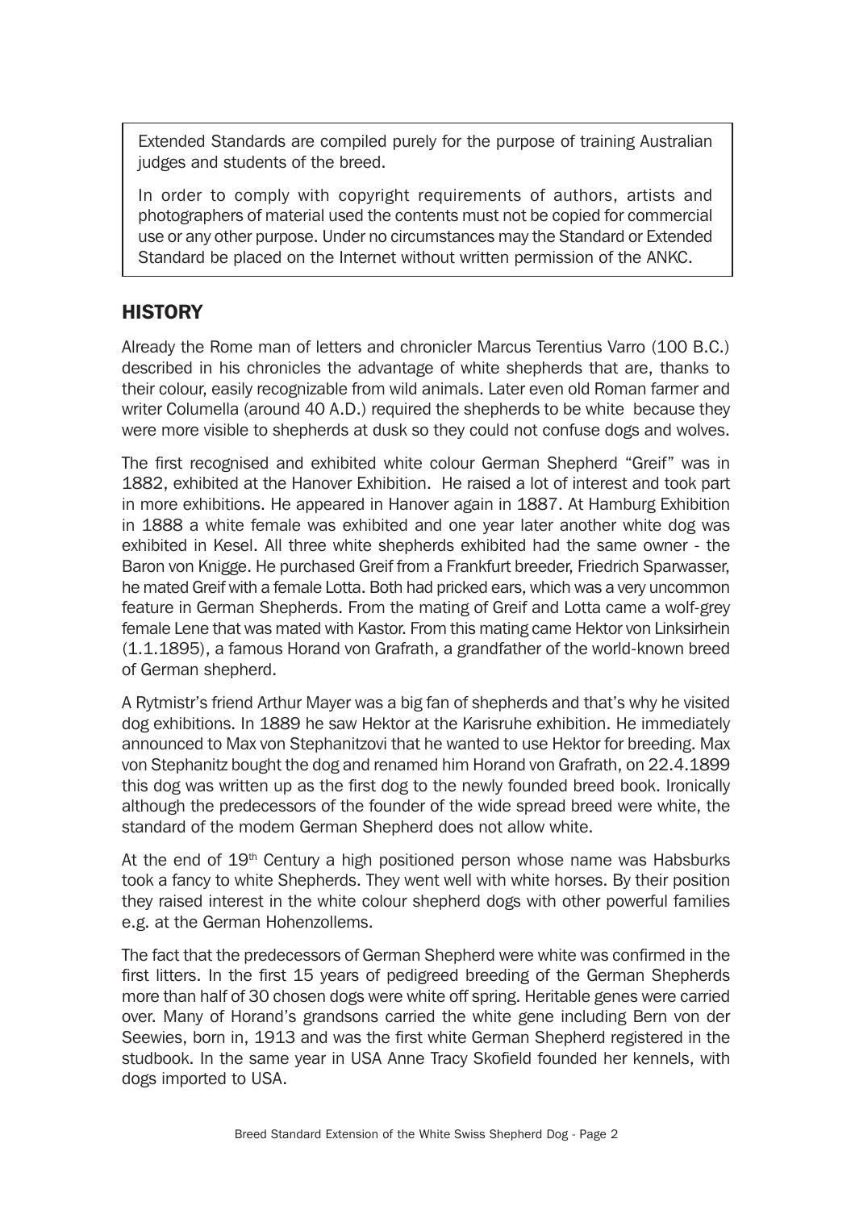Extended Standards are compiled purely for the purpose of training Australian judges and students of the breed.

In order to comply with copyright requirements of authors, artists and photographers of material used the contents must not be copied for commercial use or any other purpose. Under no circumstances may the Standard or Extended Standard be placed on the Internet without written permission of the ANKC.

## HISTORY

Already the Rome man of letters and chronicler Marcus Terentius Varro (100 B.C.) described in his chronicles the advantage of white shepherds that are, thanks to their colour, easily recognizable from wild animals. Later even old Roman farmer and writer Columella (around 40 A.D.) required the shepherds to be white because they were more visible to shepherds at dusk so they could not confuse dogs and wolves.

The first recognised and exhibited white colour German Shepherd "Greif" was in 1882, exhibited at the Hanover Exhibition. He raised a lot of interest and took part in more exhibitions. He appeared in Hanover again in 1887. At Hamburg Exhibition in 1888 a white female was exhibited and one year later another white dog was exhibited in Kesel. All three white shepherds exhibited had the same owner - the Baron von Knigge. He purchased Greif from a Frankfurt breeder, Friedrich Sparwasser, he mated Greif with a female Lotta. Both had pricked ears, which was a very uncommon feature in German Shepherds. From the mating of Greif and Lotta came a wolf-grey female Lene that was mated with Kastor. From this mating came Hektor von Linksirhein (1.1.1895), a famous Horand von Grafrath, a grandfather of the world-known breed of German shepherd.

A Rytmistr's friend Arthur Mayer was a big fan of shepherds and that's why he visited dog exhibitions. In 1889 he saw Hektor at the Karisruhe exhibition. He immediately announced to Max von Stephanitzovi that he wanted to use Hektor for breeding. Max von Stephanitz bought the dog and renamed him Horand von Grafrath, on 22.4.1899 this dog was written up as the first dog to the newly founded breed book. Ironically although the predecessors of the founder of the wide spread breed were white, the standard of the modem German Shepherd does not allow white.

At the end of 19th Century a high positioned person whose name was Habsburks took a fancy to white Shepherds. They went well with white horses. By their position they raised interest in the white colour shepherd dogs with other powerful families e.g. at the German Hohenzollems.

The fact that the predecessors of German Shepherd were white was confirmed in the first litters. In the first 15 years of pedigreed breeding of the German Shepherds more than half of 30 chosen dogs were white off spring. Heritable genes were carried over. Many of Horand's grandsons carried the white gene including Bern von der Seewies, born in, 1913 and was the first white German Shepherd registered in the studbook. In the same year in USA Anne Tracy Skofield founded her kennels, with dogs imported to USA.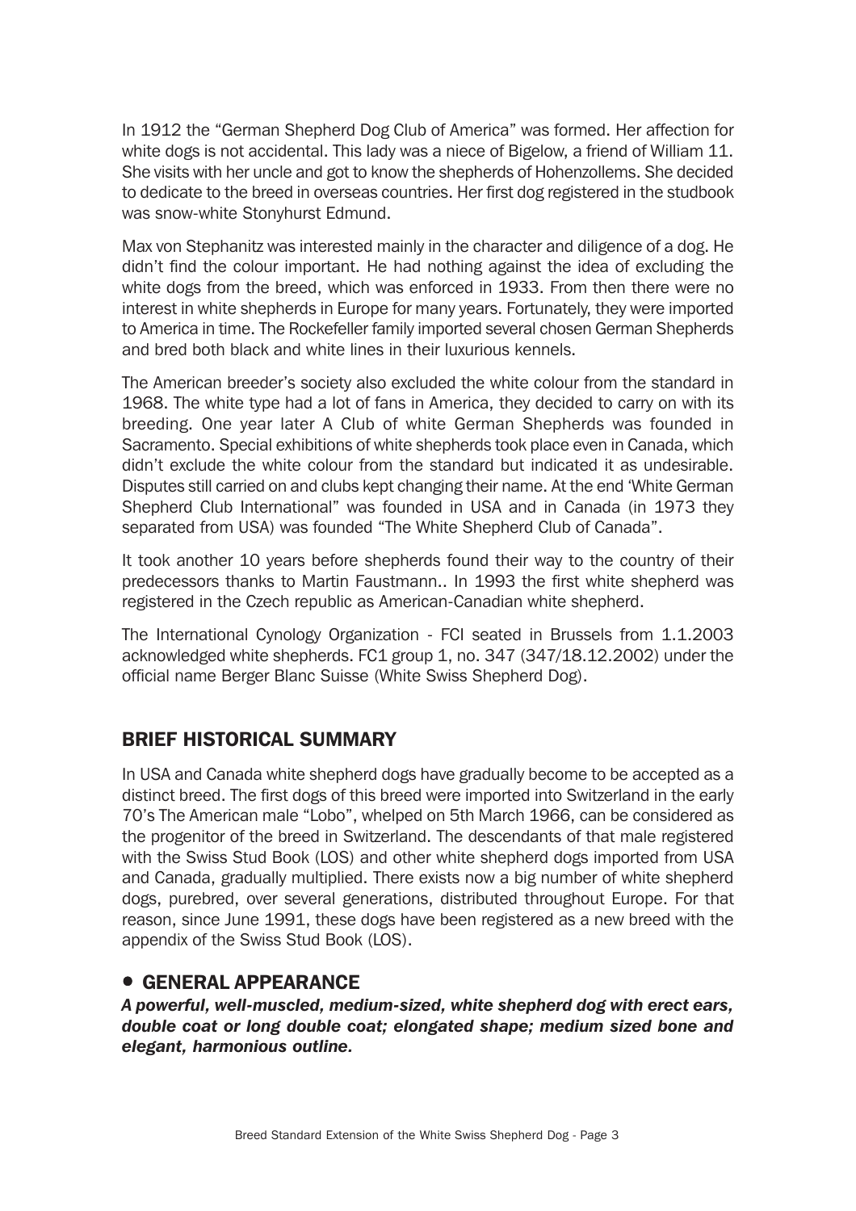In 1912 the "German Shepherd Dog Club of America" was formed. Her affection for white dogs is not accidental. This lady was a niece of Bigelow, a friend of William 11. She visits with her uncle and got to know the shepherds of Hohenzollems. She decided to dedicate to the breed in overseas countries. Her first dog registered in the studbook was snow-white Stonyhurst Edmund.

Max von Stephanitz was interested mainly in the character and diligence of a dog. He didn't find the colour important. He had nothing against the idea of excluding the white dogs from the breed, which was enforced in 1933. From then there were no interest in white shepherds in Europe for many years. Fortunately, they were imported to America in time. The Rockefeller family imported several chosen German Shepherds and bred both black and white lines in their luxurious kennels.

The American breeder's society also excluded the white colour from the standard in 1968. The white type had a lot of fans in America, they decided to carry on with its breeding. One year later A Club of white German Shepherds was founded in Sacramento. Special exhibitions of white shepherds took place even in Canada, which didn't exclude the white colour from the standard but indicated it as undesirable. Disputes still carried on and clubs kept changing their name. At the end 'White German Shepherd Club International" was founded in USA and in Canada (in 1973 they separated from USA) was founded "The White Shepherd Club of Canada".

It took another 10 years before shepherds found their way to the country of their predecessors thanks to Martin Faustmann.. In 1993 the first white shepherd was registered in the Czech republic as American-Canadian white shepherd.

The International Cynology Organization - FCI seated in Brussels from 1.1.2003 acknowledged white shepherds. FC1 group 1, no. 347 (347/18.12.2002) under the official name Berger Blanc Suisse (White Swiss Shepherd Dog).

## BRIEF HISTORICAL SUMMARY

In USA and Canada white shepherd dogs have gradually become to be accepted as a distinct breed. The first dogs of this breed were imported into Switzerland in the early 70's The American male "Lobo", whelped on 5th March 1966, can be considered as the progenitor of the breed in Switzerland. The descendants of that male registered with the Swiss Stud Book (LOS) and other white shepherd dogs imported from USA and Canada, gradually multiplied. There exists now a big number of white shepherd dogs, purebred, over several generations, distributed throughout Europe. For that reason, since June 1991, these dogs have been registered as a new breed with the appendix of the Swiss Stud Book (LOS).

## • GENERAL APPEARANCE

***A powerful, well-muscled, medium-sized, white shepherd dog with erect ears, double coat or long double coat; elongated shape; medium sized bone and elegant, harmonious outline.***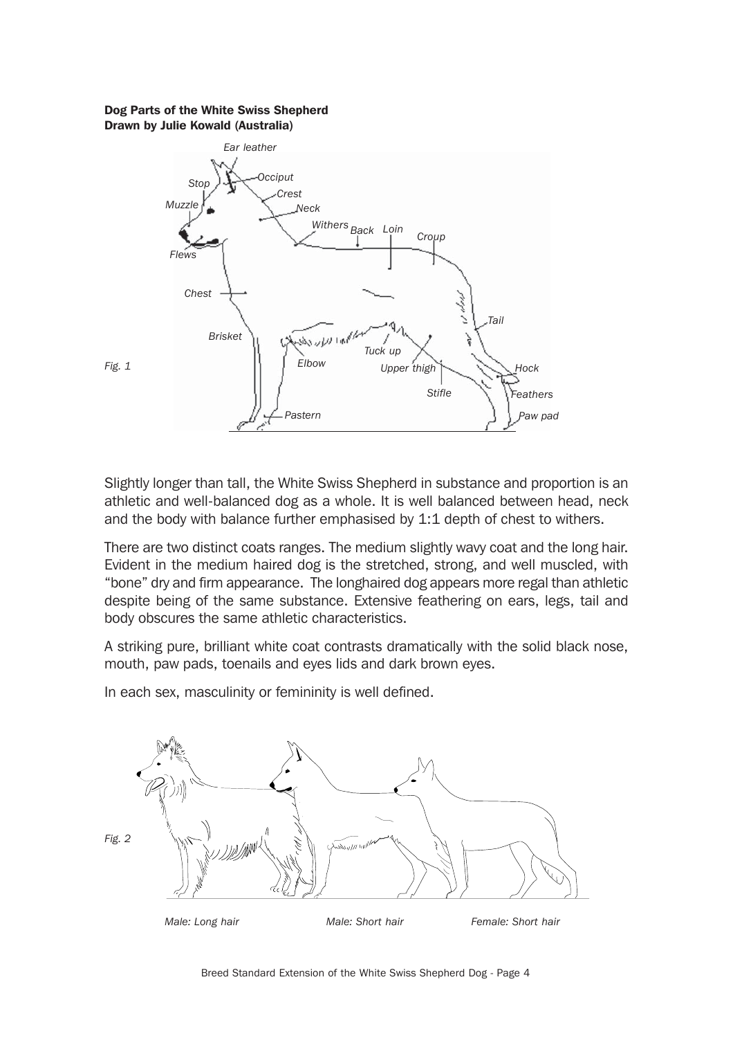**Dog Parts of the White Swiss Shepherd**
**Drawn by Julie Kowald (Australia)**

*Fig. 1*

Slightly longer than tall, the White Swiss Shepherd in substance and proportion is an athletic and well-balanced dog as a whole. It is well balanced between head, neck and the body with balance further emphasised by 1:1 depth of chest to withers.

There are two distinct coats ranges. The medium slightly wavy coat and the long hair. Evident in the medium haired dog is the stretched, strong, and well muscled, with "bone" dry and firm appearance. The longhaired dog appears more regal than athletic despite being of the same substance. Extensive feathering on ears, legs, tail and body obscures the same athletic characteristics.

A striking pure, brilliant white coat contrasts dramatically with the solid black nose, mouth, paw pads, toenails and eyes lids and dark brown eyes.

In each sex, masculinity or femininity is well defined.

*Fig. 2*

*Male: Long hair* *Male: Short hair* *Female: Short hair*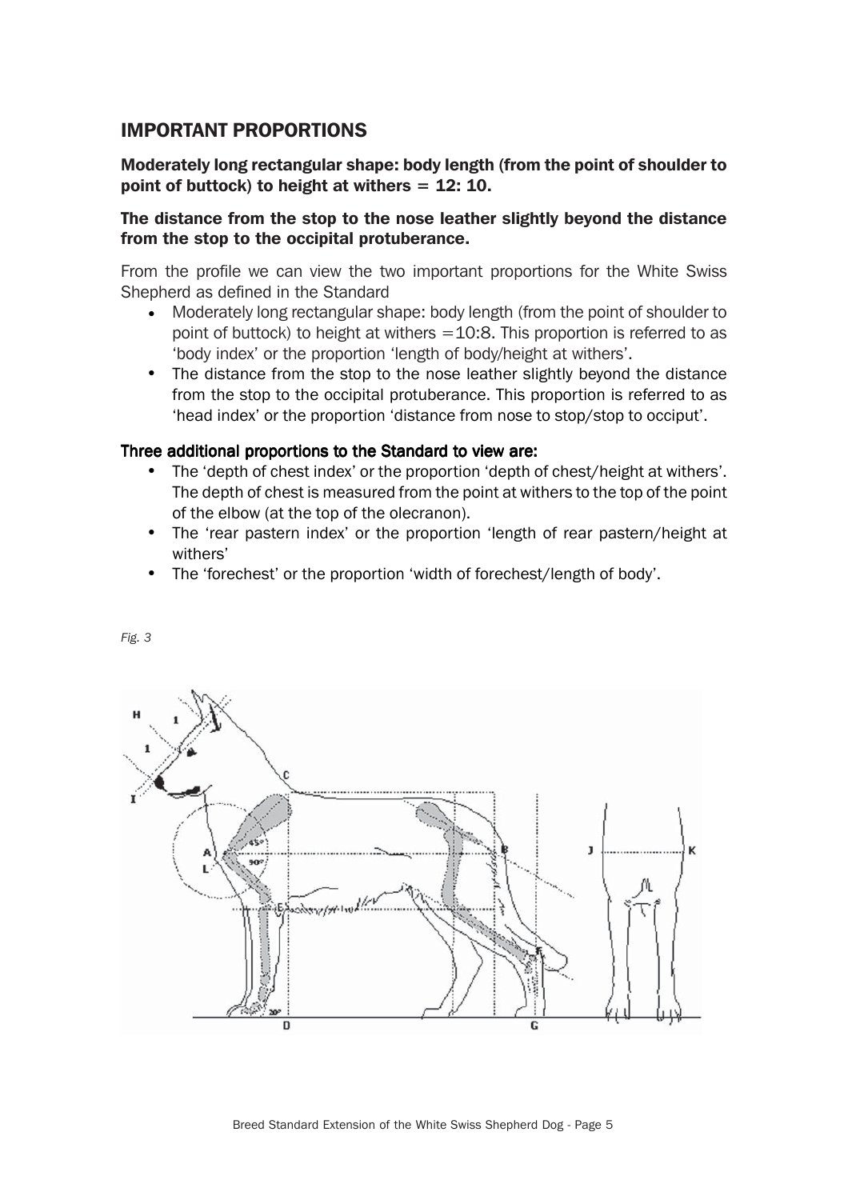## IMPORTANT PROPORTIONS

**Moderately long rectangular shape: body length (from the point of shoulder to point of buttock) to height at withers = 12: 10.**

**The distance from the stop to the nose leather slightly beyond the distance from the stop to the occipital protuberance.**

From the profile we can view the two important proportions for the White Swiss Shepherd as defined in the Standard

- Moderately long rectangular shape: body length (from the point of shoulder to point of buttock) to height at withers =10:8. This proportion is referred to as 'body index' or the proportion 'length of body/height at withers'.
- The distance from the stop to the nose leather slightly beyond the distance from the stop to the occipital protuberance. This proportion is referred to as 'head index' or the proportion 'distance from nose to stop/stop to occiput'.

**Three additional proportions to the Standard to view are:**

- The 'depth of chest index' or the proportion 'depth of chest/height at withers'. The depth of chest is measured from the point at withers to the top of the point of the elbow (at the top of the olecranon).
- The 'rear pastern index' or the proportion 'length of rear pastern/height at withers'
- The 'forechest' or the proportion 'width of forechest/length of body'.

*Fig. 3*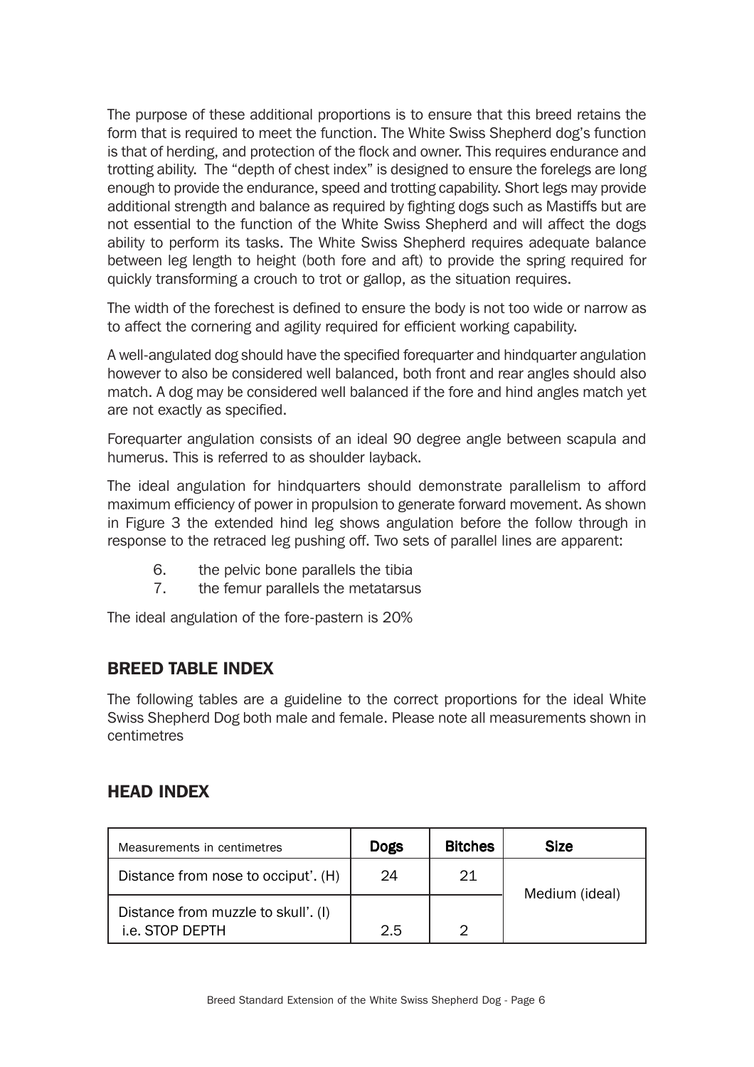The purpose of these additional proportions is to ensure that this breed retains the form that is required to meet the function. The White Swiss Shepherd dog's function is that of herding, and protection of the flock and owner. This requires endurance and trotting ability. The "depth of chest index" is designed to ensure the forelegs are long enough to provide the endurance, speed and trotting capability. Short legs may provide additional strength and balance as required by fighting dogs such as Mastiffs but are not essential to the function of the White Swiss Shepherd and will affect the dogs ability to perform its tasks. The White Swiss Shepherd requires adequate balance between leg length to height (both fore and aft) to provide the spring required for quickly transforming a crouch to trot or gallop, as the situation requires.

The width of the forechest is defined to ensure the body is not too wide or narrow as to affect the cornering and agility required for efficient working capability.

A well-angulated dog should have the specified forequarter and hindquarter angulation however to also be considered well balanced, both front and rear angles should also match. A dog may be considered well balanced if the fore and hind angles match yet are not exactly as specified.

Forequarter angulation consists of an ideal 90 degree angle between scapula and humerus. This is referred to as shoulder layback.

The ideal angulation for hindquarters should demonstrate parallelism to afford maximum efficiency of power in propulsion to generate forward movement. As shown in Figure 3 the extended hind leg shows angulation before the follow through in response to the retraced leg pushing off. Two sets of parallel lines are apparent:

6. the pelvic bone parallels the tibia
7. the femur parallels the metatarsus

The ideal angulation of the fore-pastern is 20%

## BREED TABLE INDEX

The following tables are a guideline to the correct proportions for the ideal White Swiss Shepherd Dog both male and female. Please note all measurements shown in centimetres

## HEAD INDEX

| Measurements in centimetres | Dogs | Bitches | Size |
|---|---|---|---|
| Distance from nose to occiput'. (H) | 24 | 21 | Medium (ideal) |
| Distance from muzzle to skull'. (I) i.e. STOP DEPTH | 2.5 | 2 | |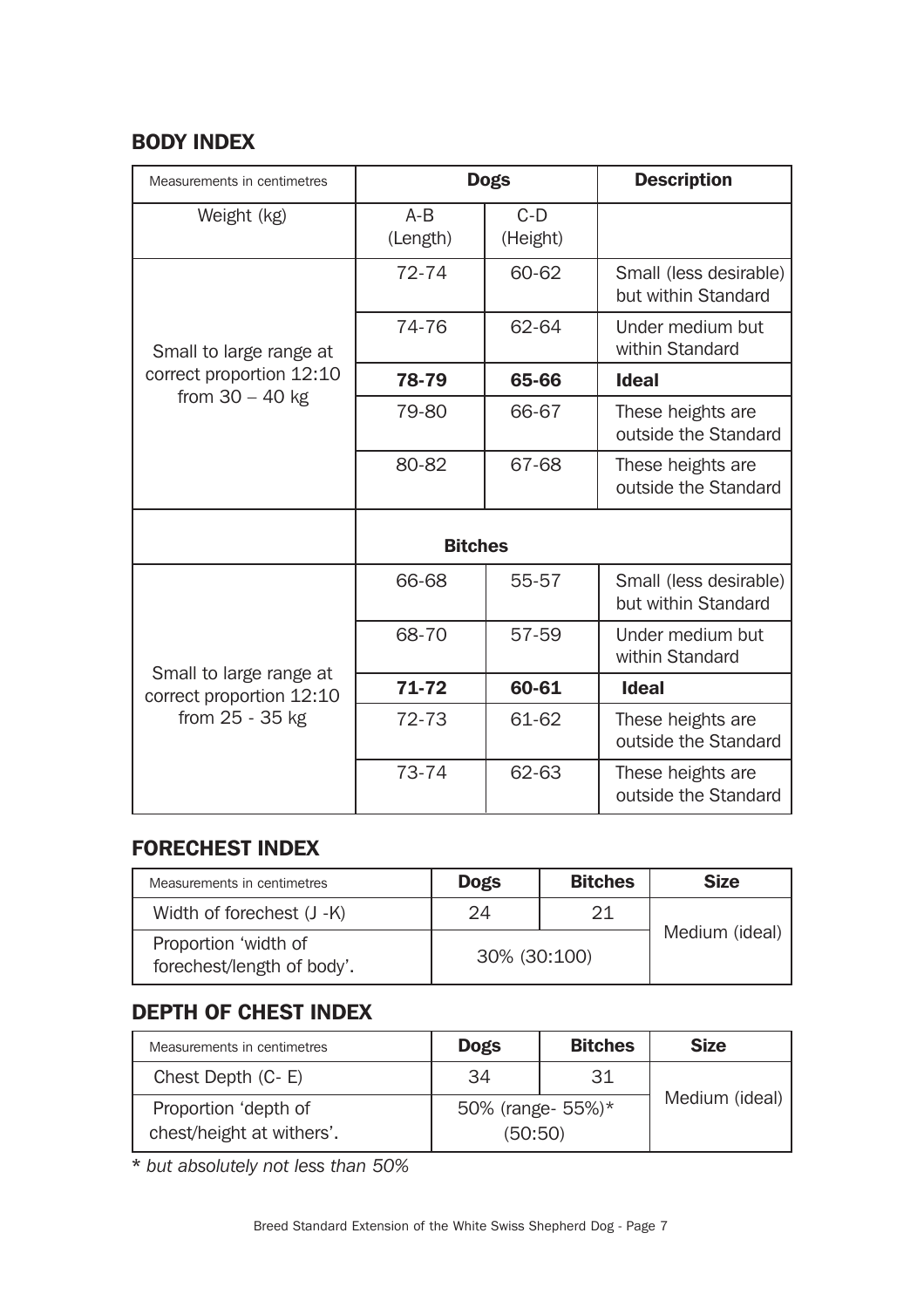## BODY INDEX

| Measurements in centimetres | Dogs | | Description |
|---|---|---|---|
| Weight (kg) | A-B (Length) | C-D (Height) | |
| Small to large range at correct proportion 12:10 from 30 – 40 kg | 72-74 | 60-62 | Small (less desirable) but within Standard |
| | 74-76 | 62-64 | Under medium but within Standard |
| | **78-79** | **65-66** | **Ideal** |
| | 79-80 | 66-67 | These heights are outside the Standard |
| | 80-82 | 67-68 | These heights are outside the Standard |
| | **Bitches** | | |
| Small to large range at correct proportion 12:10 from 25 - 35 kg | 66-68 | 55-57 | Small (less desirable) but within Standard |
| | 68-70 | 57-59 | Under medium but within Standard |
| | **71-72** | **60-61** | **Ideal** |
| | 72-73 | 61-62 | These heights are outside the Standard |
| | 73-74 | 62-63 | These heights are outside the Standard |

## FORECHEST INDEX

| Measurements in centimetres | Dogs | Bitches | Size |
|---|---|---|---|
| Width of forechest (J -K) | 24 | 21 | Medium (ideal) |
| Proportion 'width of forechest/length of body'. | 30% (30:100) | | |

## DEPTH OF CHEST INDEX

| Measurements in centimetres | Dogs | Bitches | Size |
|---|---|---|---|
| Chest Depth (C- E) | 34 | 31 | Medium (ideal) |
| Proportion 'depth of chest/height at withers'. | 50% (range- 55%)* (50:50) | | |

* *but absolutely not less than 50%*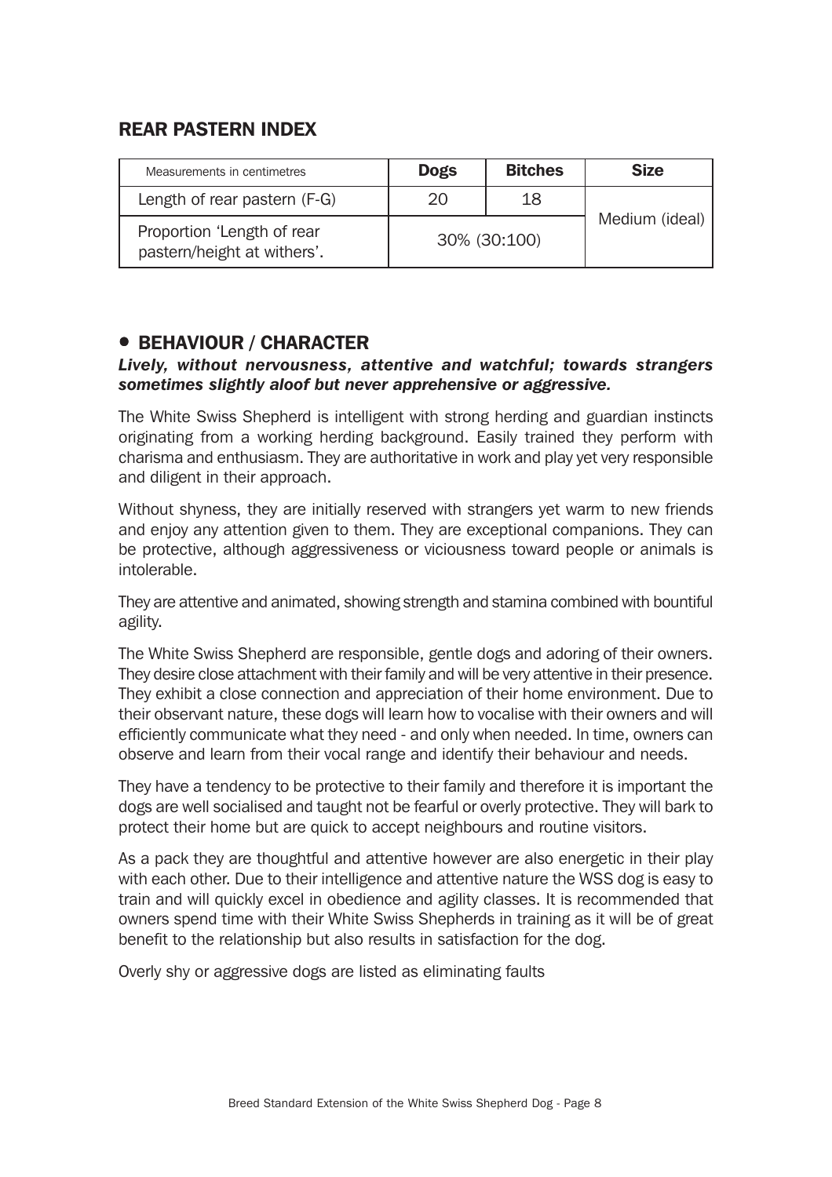## REAR PASTERN INDEX

| Measurements in centimetres | Dogs | Bitches | Size |
|---|---|---|---|
| Length of rear pastern (F-G) | 20 | 18 | Medium (ideal) |
| Proportion 'Length of rear pastern/height at withers'. | 30% (30:100) | | |

## • BEHAVIOUR / CHARACTER

***Lively, without nervousness, attentive and watchful; towards strangers sometimes slightly aloof but never apprehensive or aggressive.***

The White Swiss Shepherd is intelligent with strong herding and guardian instincts originating from a working herding background. Easily trained they perform with charisma and enthusiasm. They are authoritative in work and play yet very responsible and diligent in their approach.

Without shyness, they are initially reserved with strangers yet warm to new friends and enjoy any attention given to them. They are exceptional companions. They can be protective, although aggressiveness or viciousness toward people or animals is intolerable.

They are attentive and animated, showing strength and stamina combined with bountiful agility.

The White Swiss Shepherd are responsible, gentle dogs and adoring of their owners. They desire close attachment with their family and will be very attentive in their presence. They exhibit a close connection and appreciation of their home environment. Due to their observant nature, these dogs will learn how to vocalise with their owners and will efficiently communicate what they need - and only when needed. In time, owners can observe and learn from their vocal range and identify their behaviour and needs.

They have a tendency to be protective to their family and therefore it is important the dogs are well socialised and taught not be fearful or overly protective. They will bark to protect their home but are quick to accept neighbours and routine visitors.

As a pack they are thoughtful and attentive however are also energetic in their play with each other. Due to their intelligence and attentive nature the WSS dog is easy to train and will quickly excel in obedience and agility classes. It is recommended that owners spend time with their White Swiss Shepherds in training as it will be of great benefit to the relationship but also results in satisfaction for the dog.

Overly shy or aggressive dogs are listed as eliminating faults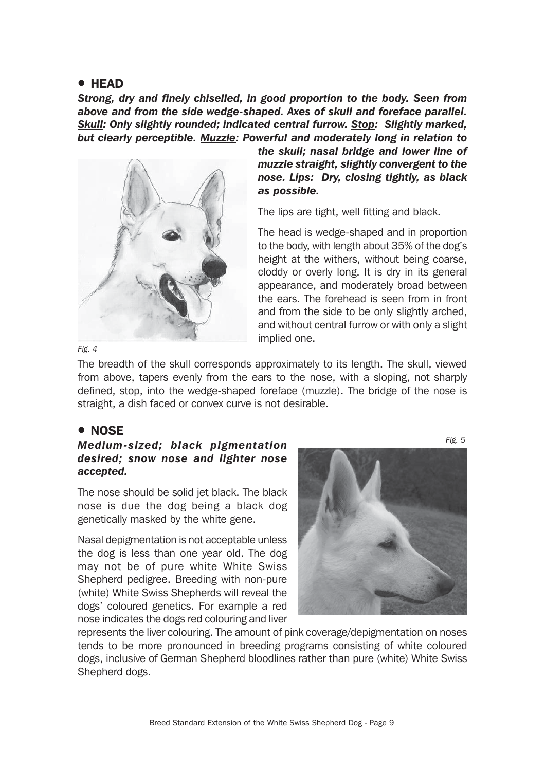## • HEAD

***Strong, dry and finely chiselled, in good proportion to the body. Seen from above and from the side wedge-shaped. Axes of skull and foreface parallel. Skull: Only slightly rounded; indicated central furrow. Stop: Slightly marked, but clearly perceptible. Muzzle: Powerful and moderately long in relation to the skull; nasal bridge and lower line of muzzle straight, slightly convergent to the nose. Lips: Dry, closing tightly, as black as possible.***

The lips are tight, well fitting and black.

The head is wedge-shaped and in proportion to the body, with length about 35% of the dog's height at the withers, without being coarse, cloddy or overly long. It is dry in its general appearance, and moderately broad between the ears. The forehead is seen from in front and from the side to be only slightly arched, and without central furrow or with only a slight implied one.

*Fig. 4*

The breadth of the skull corresponds approximately to its length. The skull, viewed from above, tapers evenly from the ears to the nose, with a sloping, not sharply defined, stop, into the wedge-shaped foreface (muzzle). The bridge of the nose is straight, a dish faced or convex curve is not desirable.

## • NOSE

***Medium-sized; black pigmentation desired; snow nose and lighter nose accepted.***

*Fig. 5*

The nose should be solid jet black. The black nose is due the dog being a black dog genetically masked by the white gene.

Nasal depigmentation is not acceptable unless the dog is less than one year old. The dog may not be of pure white White Swiss Shepherd pedigree. Breeding with non-pure (white) White Swiss Shepherds will reveal the dogs' coloured genetics. For example a red nose indicates the dogs red colouring and liver represents the liver colouring. The amount of pink coverage/depigmentation on noses tends to be more pronounced in breeding programs consisting of white coloured dogs, inclusive of German Shepherd bloodlines rather than pure (white) White Swiss Shepherd dogs.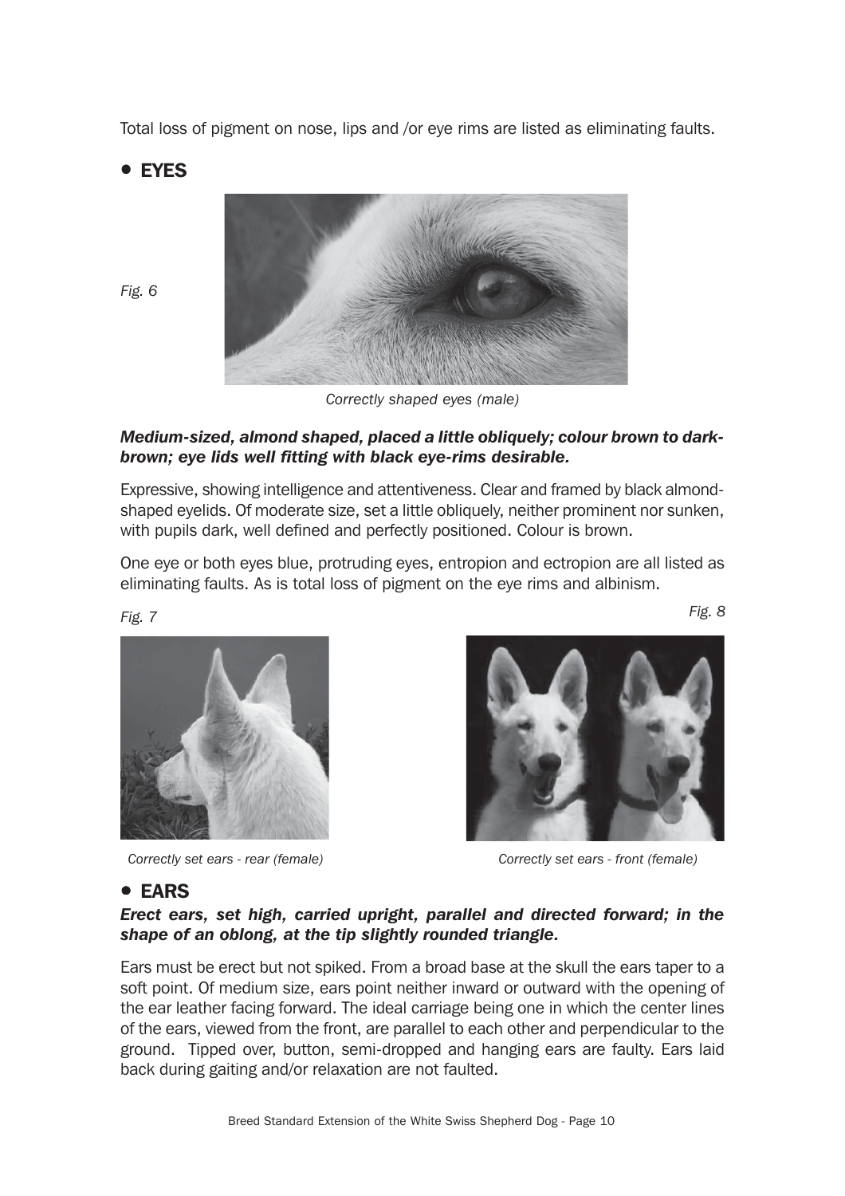Total loss of pigment on nose, lips and /or eye rims are listed as eliminating faults.

## • EYES

*Fig. 6*

*Correctly shaped eyes (male)*

***Medium-sized, almond shaped, placed a little obliquely; colour brown to dark-brown; eye lids well fitting with black eye-rims desirable.***

Expressive, showing intelligence and attentiveness. Clear and framed by black almond-shaped eyelids. Of moderate size, set a little obliquely, neither prominent nor sunken, with pupils dark, well defined and perfectly positioned. Colour is brown.

One eye or both eyes blue, protruding eyes, entropion and ectropion are all listed as eliminating faults. As is total loss of pigment on the eye rims and albinism.

*Fig. 7*

*Correctly set ears - rear (female)*

*Fig. 8*

*Correctly set ears - front (female)*

## • EARS

***Erect ears, set high, carried upright, parallel and directed forward; in the shape of an oblong, at the tip slightly rounded triangle.***

Ears must be erect but not spiked. From a broad base at the skull the ears taper to a soft point. Of medium size, ears point neither inward or outward with the opening of the ear leather facing forward. The ideal carriage being one in which the center lines of the ears, viewed from the front, are parallel to each other and perpendicular to the ground. Tipped over, button, semi-dropped and hanging ears are faulty. Ears laid back during gaiting and/or relaxation are not faulted.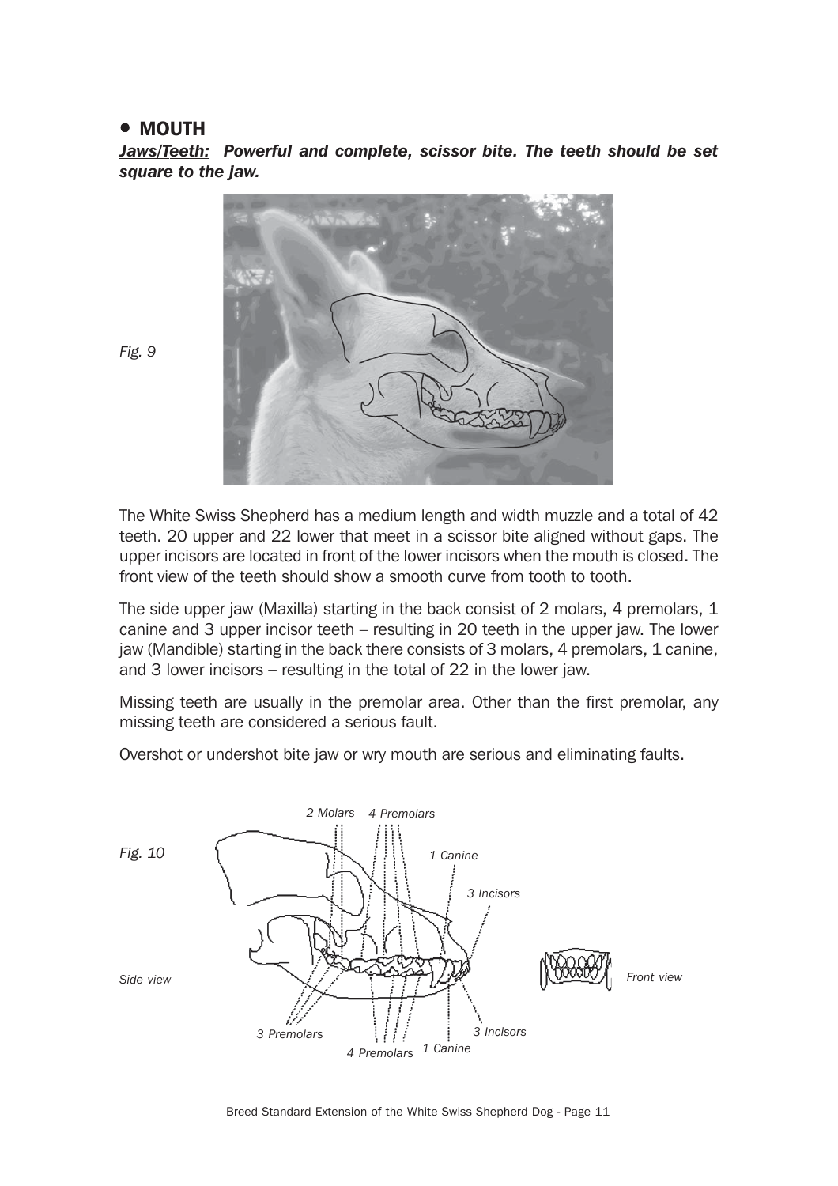## • MOUTH

***Jaws/Teeth:*** ***Powerful and complete, scissor bite. The teeth should be set square to the jaw.***

*Fig. 9*

The White Swiss Shepherd has a medium length and width muzzle and a total of 42 teeth. 20 upper and 22 lower that meet in a scissor bite aligned without gaps. The upper incisors are located in front of the lower incisors when the mouth is closed. The front view of the teeth should show a smooth curve from tooth to tooth.

The side upper jaw (Maxilla) starting in the back consist of 2 molars, 4 premolars, 1 canine and 3 upper incisor teeth – resulting in 20 teeth in the upper jaw. The lower jaw (Mandible) starting in the back there consists of 3 molars, 4 premolars, 1 canine, and 3 lower incisors – resulting in the total of 22 in the lower jaw.

Missing teeth are usually in the premolar area. Other than the first premolar, any missing teeth are considered a serious fault.

Overshot or undershot bite jaw or wry mouth are serious and eliminating faults.

*Fig. 10*

*Side view* — *Front view*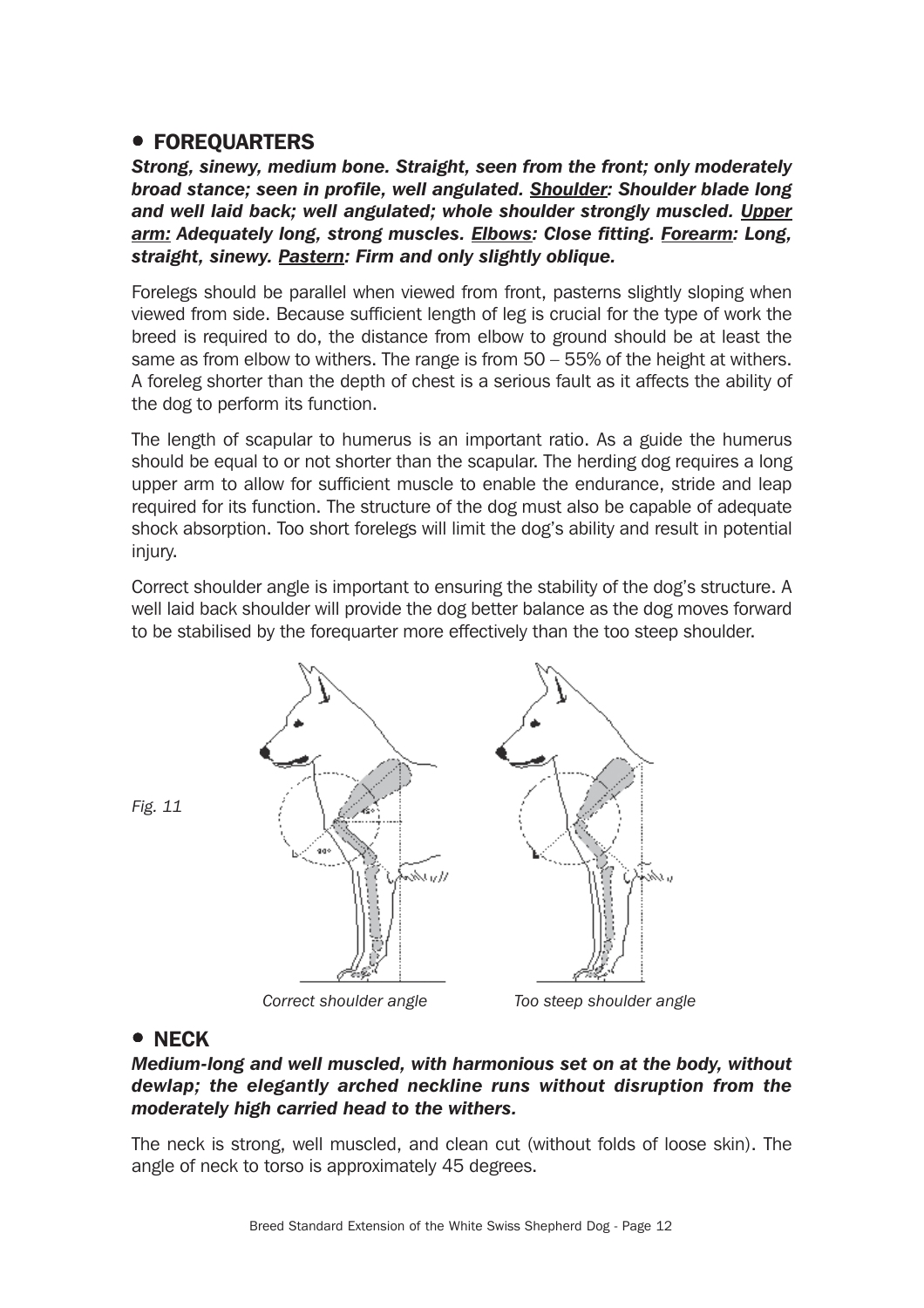## • FOREQUARTERS

***Strong, sinewy, medium bone. Straight, seen from the front; only moderately broad stance; seen in profile, well angulated. <u>Shoulder</u>: Shoulder blade long and well laid back; well angulated; whole shoulder strongly muscled. <u>Upper arm:</u> Adequately long, strong muscles. <u>Elbows</u>: Close fitting. <u>Forearm</u>: Long, straight, sinewy. <u>Pastern</u>: Firm and only slightly oblique.***

Forelegs should be parallel when viewed from front, pasterns slightly sloping when viewed from side. Because sufficient length of leg is crucial for the type of work the breed is required to do, the distance from elbow to ground should be at least the same as from elbow to withers. The range is from 50 – 55% of the height at withers. A foreleg shorter than the depth of chest is a serious fault as it affects the ability of the dog to perform its function.

The length of scapular to humerus is an important ratio. As a guide the humerus should be equal to or not shorter than the scapular. The herding dog requires a long upper arm to allow for sufficient muscle to enable the endurance, stride and leap required for its function. The structure of the dog must also be capable of adequate shock absorption. Too short forelegs will limit the dog's ability and result in potential injury.

Correct shoulder angle is important to ensuring the stability of the dog's structure. A well laid back shoulder will provide the dog better balance as the dog moves forward to be stabilised by the forequarter more effectively than the too steep shoulder.

*Fig. 11*

*Correct shoulder angle* *Too steep shoulder angle*

## • NECK

***Medium-long and well muscled, with harmonious set on at the body, without dewlap; the elegantly arched neckline runs without disruption from the moderately high carried head to the withers.***

The neck is strong, well muscled, and clean cut (without folds of loose skin). The angle of neck to torso is approximately 45 degrees.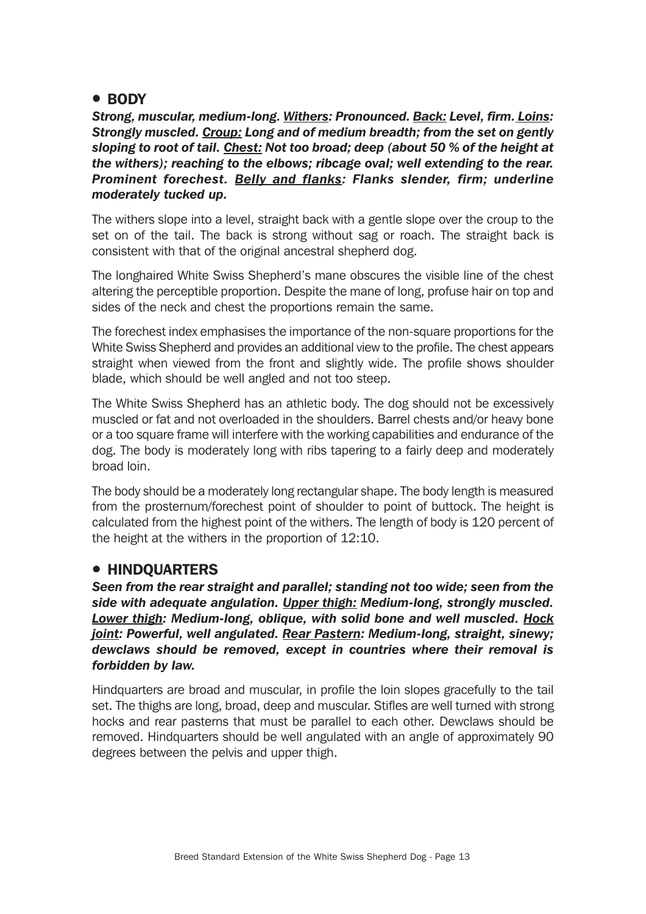## • BODY

***Strong, muscular, medium-long. <u>Withers</u>: Pronounced. <u>Back:</u> Level, firm. <u>Loins</u>: Strongly muscled. <u>Croup:</u> Long and of medium breadth; from the set on gently sloping to root of tail. <u>Chest:</u> Not too broad; deep (about 50 % of the height at the withers); reaching to the elbows; ribcage oval; well extending to the rear. Prominent forechest. <u>Belly and flanks</u>: Flanks slender, firm; underline moderately tucked up.***

The withers slope into a level, straight back with a gentle slope over the croup to the set on of the tail. The back is strong without sag or roach. The straight back is consistent with that of the original ancestral shepherd dog.

The longhaired White Swiss Shepherd's mane obscures the visible line of the chest altering the perceptible proportion. Despite the mane of long, profuse hair on top and sides of the neck and chest the proportions remain the same.

The forechest index emphasises the importance of the non-square proportions for the White Swiss Shepherd and provides an additional view to the profile. The chest appears straight when viewed from the front and slightly wide. The profile shows shoulder blade, which should be well angled and not too steep.

The White Swiss Shepherd has an athletic body. The dog should not be excessively muscled or fat and not overloaded in the shoulders. Barrel chests and/or heavy bone or a too square frame will interfere with the working capabilities and endurance of the dog. The body is moderately long with ribs tapering to a fairly deep and moderately broad loin.

The body should be a moderately long rectangular shape. The body length is measured from the prosternum/forechest point of shoulder to point of buttock. The height is calculated from the highest point of the withers. The length of body is 120 percent of the height at the withers in the proportion of 12:10.

## • HINDQUARTERS

***Seen from the rear straight and parallel; standing not too wide; seen from the side with adequate angulation. <u>Upper thigh:</u> Medium-long, strongly muscled. <u>Lower thigh</u>: Medium-long, oblique, with solid bone and well muscled. <u>Hock joint</u>: Powerful, well angulated. <u>Rear Pastern</u>: Medium-long, straight, sinewy; dewclaws should be removed, except in countries where their removal is forbidden by law.***

Hindquarters are broad and muscular, in profile the loin slopes gracefully to the tail set. The thighs are long, broad, deep and muscular. Stifles are well turned with strong hocks and rear pasterns that must be parallel to each other. Dewclaws should be removed. Hindquarters should be well angulated with an angle of approximately 90 degrees between the pelvis and upper thigh.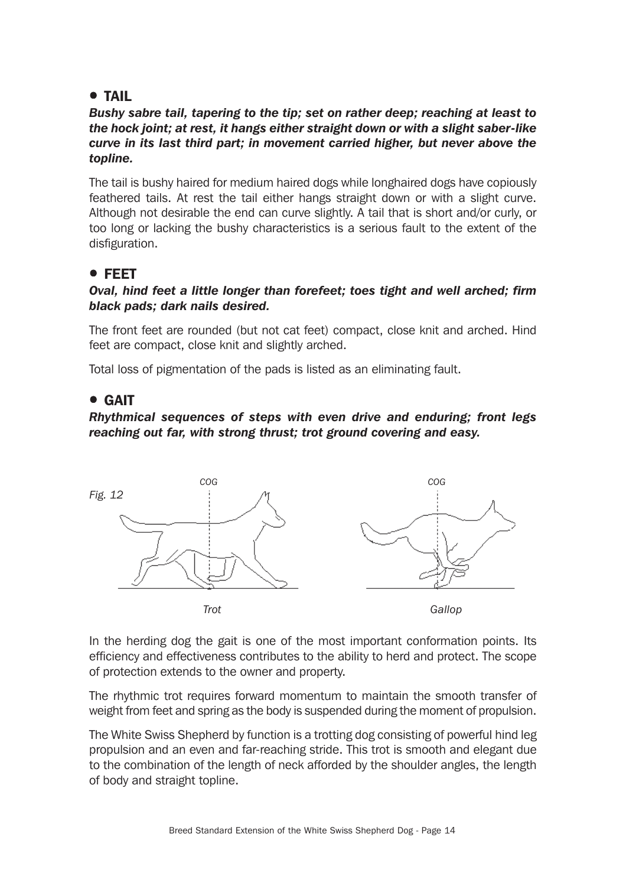## • TAIL

***Bushy sabre tail, tapering to the tip; set on rather deep; reaching at least to the hock joint; at rest, it hangs either straight down or with a slight saber-like curve in its last third part; in movement carried higher, but never above the topline.***

The tail is bushy haired for medium haired dogs while longhaired dogs have copiously feathered tails. At rest the tail either hangs straight down or with a slight curve. Although not desirable the end can curve slightly. A tail that is short and/or curly, or too long or lacking the bushy characteristics is a serious fault to the extent of the disfiguration.

## • FEET

***Oval, hind feet a little longer than forefeet; toes tight and well arched; firm black pads; dark nails desired.***

The front feet are rounded (but not cat feet) compact, close knit and arched. Hind feet are compact, close knit and slightly arched.

Total loss of pigmentation of the pads is listed as an eliminating fault.

## • GAIT

***Rhythmical sequences of steps with even drive and enduring; front legs reaching out far, with strong thrust; trot ground covering and easy.***

*Fig. 12*

*COG* *COG*

*Trot* *Gallop*

In the herding dog the gait is one of the most important conformation points. Its efficiency and effectiveness contributes to the ability to herd and protect. The scope of protection extends to the owner and property.

The rhythmic trot requires forward momentum to maintain the smooth transfer of weight from feet and spring as the body is suspended during the moment of propulsion.

The White Swiss Shepherd by function is a trotting dog consisting of powerful hind leg propulsion and an even and far-reaching stride. This trot is smooth and elegant due to the combination of the length of neck afforded by the shoulder angles, the length of body and straight topline.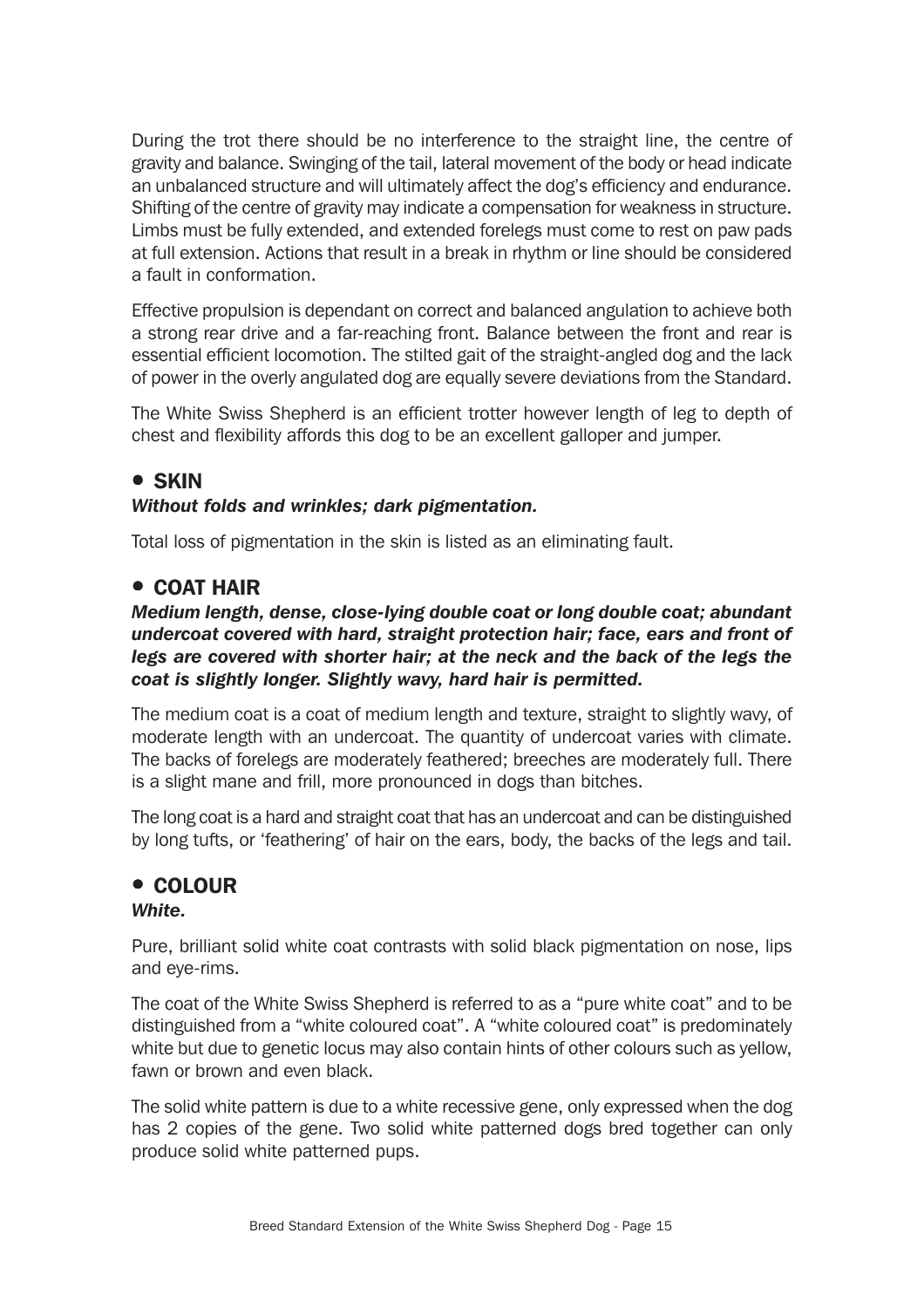During the trot there should be no interference to the straight line, the centre of gravity and balance. Swinging of the tail, lateral movement of the body or head indicate an unbalanced structure and will ultimately affect the dog's efficiency and endurance. Shifting of the centre of gravity may indicate a compensation for weakness in structure. Limbs must be fully extended, and extended forelegs must come to rest on paw pads at full extension. Actions that result in a break in rhythm or line should be considered a fault in conformation.

Effective propulsion is dependant on correct and balanced angulation to achieve both a strong rear drive and a far-reaching front. Balance between the front and rear is essential efficient locomotion. The stilted gait of the straight-angled dog and the lack of power in the overly angulated dog are equally severe deviations from the Standard.

The White Swiss Shepherd is an efficient trotter however length of leg to depth of chest and flexibility affords this dog to be an excellent galloper and jumper.

## • SKIN

***Without folds and wrinkles; dark pigmentation.***

Total loss of pigmentation in the skin is listed as an eliminating fault.

## • COAT HAIR

***Medium length, dense, close-lying double coat or long double coat; abundant undercoat covered with hard, straight protection hair; face, ears and front of legs are covered with shorter hair; at the neck and the back of the legs the coat is slightly longer. Slightly wavy, hard hair is permitted.***

The medium coat is a coat of medium length and texture, straight to slightly wavy, of moderate length with an undercoat. The quantity of undercoat varies with climate. The backs of forelegs are moderately feathered; breeches are moderately full. There is a slight mane and frill, more pronounced in dogs than bitches.

The long coat is a hard and straight coat that has an undercoat and can be distinguished by long tufts, or 'feathering' of hair on the ears, body, the backs of the legs and tail.

## • COLOUR

***White.***

Pure, brilliant solid white coat contrasts with solid black pigmentation on nose, lips and eye-rims.

The coat of the White Swiss Shepherd is referred to as a "pure white coat" and to be distinguished from a "white coloured coat". A "white coloured coat" is predominately white but due to genetic locus may also contain hints of other colours such as yellow, fawn or brown and even black.

The solid white pattern is due to a white recessive gene, only expressed when the dog has 2 copies of the gene. Two solid white patterned dogs bred together can only produce solid white patterned pups.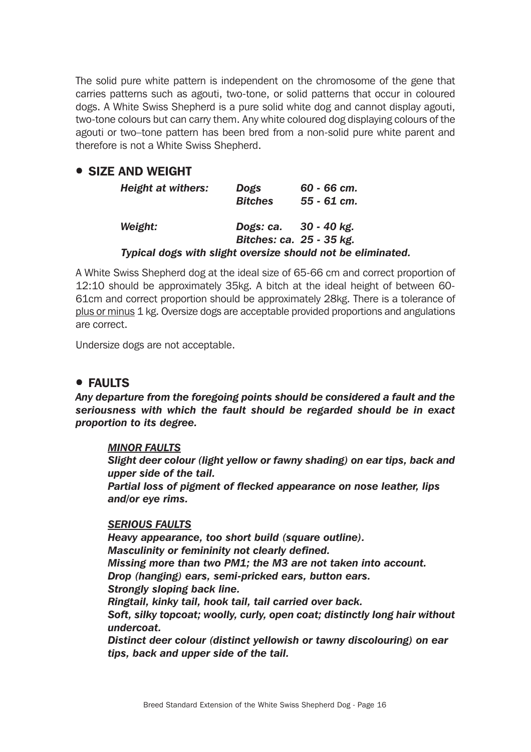The solid pure white pattern is independent on the chromosome of the gene that carries patterns such as agouti, two-tone, or solid patterns that occur in coloured dogs. A White Swiss Shepherd is a pure solid white dog and cannot display agouti, two-tone colours but can carry them. Any white coloured dog displaying colours of the agouti or two–tone pattern has been bred from a non-solid pure white parent and therefore is not a White Swiss Shepherd.

## • SIZE AND WEIGHT

| | | |
|---|---|---|
| ***Height at withers:*** | ***Dogs*** | ***60 - 66 cm.*** |
| | ***Bitches*** | ***55 - 61 cm.*** |
| ***Weight:*** | ***Dogs: ca.*** | ***30 - 40 kg.*** |
| | ***Bitches: ca.*** | ***25 - 35 kg.*** |

***Typical dogs with slight oversize should not be eliminated.***

A White Swiss Shepherd dog at the ideal size of 65-66 cm and correct proportion of 12:10 should be approximately 35kg. A bitch at the ideal height of between 60-61cm and correct proportion should be approximately 28kg. There is a tolerance of plus or minus 1 kg. Oversize dogs are acceptable provided proportions and angulations are correct.

Undersize dogs are not acceptable.

## • FAULTS

***Any departure from the foregoing points should be considered a fault and the seriousness with which the fault should be regarded should be in exact proportion to its degree.***

***MINOR FAULTS***

***Slight deer colour (light yellow or fawny shading) on ear tips, back and upper side of the tail.***
***Partial loss of pigment of flecked appearance on nose leather, lips and/or eye rims.***

***SERIOUS FAULTS***

***Heavy appearance, too short build (square outline).***
***Masculinity or femininity not clearly defined.***
***Missing more than two PM1; the M3 are not taken into account.***
***Drop (hanging) ears, semi-pricked ears, button ears.***
***Strongly sloping back line.***
***Ringtail, kinky tail, hook tail, tail carried over back.***
***Soft, silky topcoat; woolly, curly, open coat; distinctly long hair without undercoat.***
***Distinct deer colour (distinct yellowish or tawny discolouring) on ear tips, back and upper side of the tail.***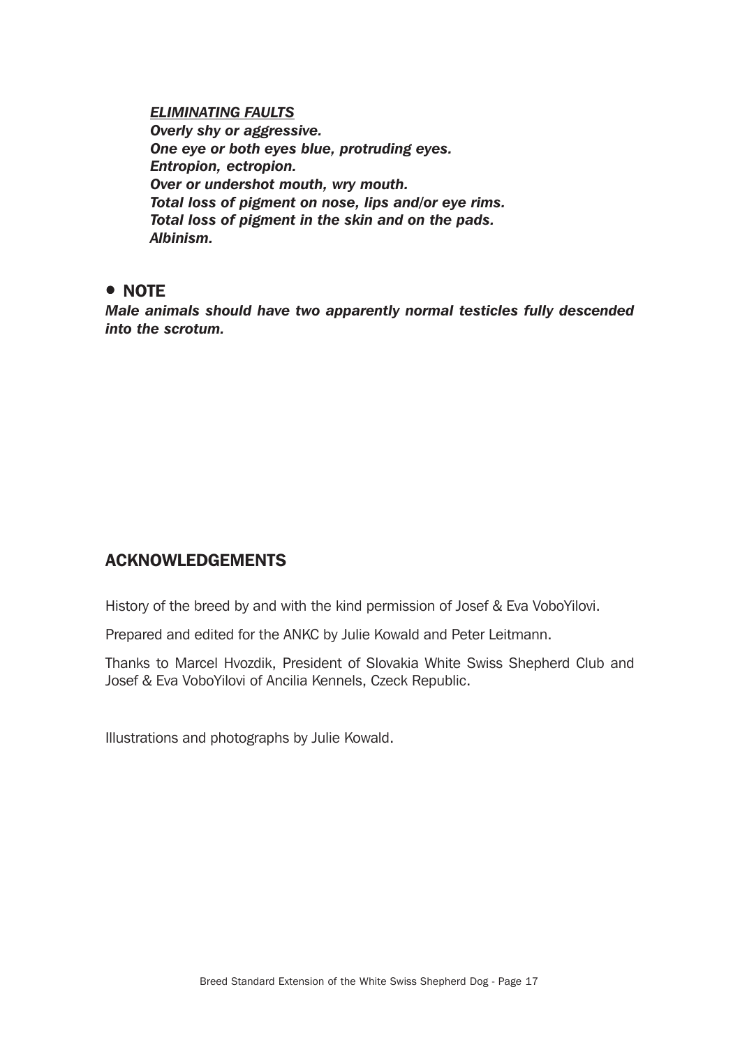***ELIMINATING FAULTS***
*Overly shy or aggressive.*
*One eye or both eyes blue, protruding eyes.*
*Entropion, ectropion.*
*Over or undershot mouth, wry mouth.*
*Total loss of pigment on nose, lips and/or eye rims.*
*Total loss of pigment in the skin and on the pads.*
*Albinism.*

## • NOTE

***Male animals should have two apparently normal testicles fully descended into the scrotum.***

## ACKNOWLEDGEMENTS

History of the breed by and with the kind permission of Josef & Eva VoboYilovi.

Prepared and edited for the ANKC by Julie Kowald and Peter Leitmann.

Thanks to Marcel Hvozdik, President of Slovakia White Swiss Shepherd Club and Josef & Eva VoboYilovi of Ancilia Kennels, Czeck Republic.

Illustrations and photographs by Julie Kowald.